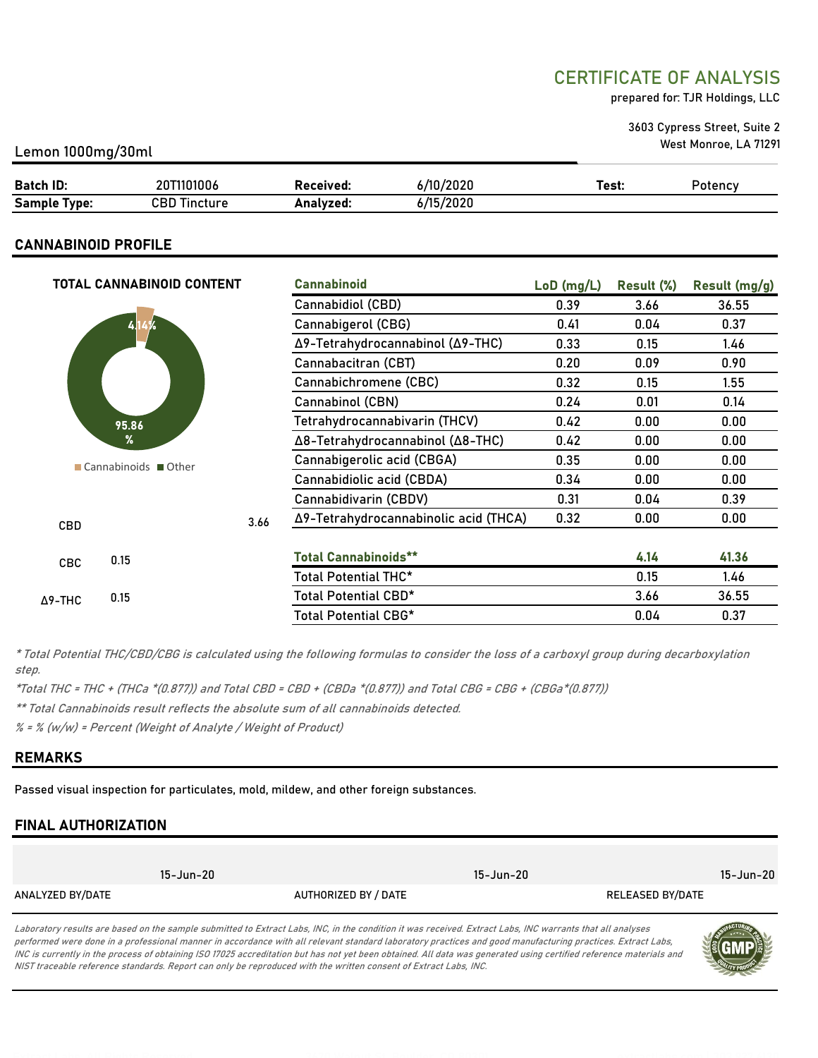# CERTIFICATE OF ANALYSIS

prepared for: TJR Holdings, LLC

3603 Cypress Street, Suite 2
West Monroe, LA 71291

Lemon 1000mg/30ml

| **Batch ID:** | 20T1101006 | **Received:** | 6/10/2020 | **Test:** | Potency |
|---|---|---|---|---|---|
| **Sample Type:** | CBD Tincture | **Analyzed:** | 6/15/2020 | | |

## CANNABINOID PROFILE

**TOTAL CANNABINOID CONTENT**

4.14%

95.86 %

Cannabinoids ■ Other

CBD 3.66

CBC 0.15

Δ9-THC 0.15

| Cannabinoid | LoD (mg/L) | Result (%) | Result (mg/g) |
|---|---|---|---|
| Cannabidiol (CBD) | 0.39 | 3.66 | 36.55 |
| Cannabigerol (CBG) | 0.41 | 0.04 | 0.37 |
| Δ9-Tetrahydrocannabinol (Δ9-THC) | 0.33 | 0.15 | 1.46 |
| Cannabacitran (CBT) | 0.20 | 0.09 | 0.90 |
| Cannabichromene (CBC) | 0.32 | 0.15 | 1.55 |
| Cannabinol (CBN) | 0.24 | 0.01 | 0.14 |
| Tetrahydrocannabivarin (THCV) | 0.42 | 0.00 | 0.00 |
| Δ8-Tetrahydrocannabinol (Δ8-THC) | 0.42 | 0.00 | 0.00 |
| Cannabigerolic acid (CBGA) | 0.35 | 0.00 | 0.00 |
| Cannabidiolic acid (CBDA) | 0.34 | 0.00 | 0.00 |
| Cannabidivarin (CBDV) | 0.31 | 0.04 | 0.39 |
| Δ9-Tetrahydrocannabinolic acid (THCA) | 0.32 | 0.00 | 0.00 |
| **Total Cannabinoids**** | | **4.14** | **41.36** |
| Total Potential THC* | | 0.15 | 1.46 |
| Total Potential CBD* | | 3.66 | 36.55 |
| Total Potential CBG* | | 0.04 | 0.37 |

*\* Total Potential THC/CBD/CBG is calculated using the following formulas to consider the loss of a carboxyl group during decarboxylation step.*

*\*Total THC = THC + (THCa \*(0.877)) and Total CBD = CBD + (CBDa \*(0.877)) and Total CBG = CBG + (CBGa\*(0.877))*

*\*\* Total Cannabinoids result reflects the absolute sum of all cannabinoids detected.*

*% = % (w/w) = Percent (Weight of Analyte / Weight of Product)*

## REMARKS

Passed visual inspection for particulates, mold, mildew, and other foreign substances.

## FINAL AUTHORIZATION

| ANALYZED BY/DATE | AUTHORIZED BY / DATE | RELEASED BY/DATE |
|---|---|---|
| 15-Jun-20 | 15-Jun-20 | 15-Jun-20 |

*Laboratory results are based on the sample submitted to Extract Labs, INC, in the condition it was received. Extract Labs, INC warrants that all analyses performed were done in a professional manner in accordance with all relevant standard laboratory practices and good manufacturing practices. Extract Labs, INC is currently in the process of obtaining ISO 17025 accreditation but has not yet been obtained. All data was generated using certified reference materials and NIST traceable reference standards. Report can only be reproduced with the written consent of Extract Labs, INC.*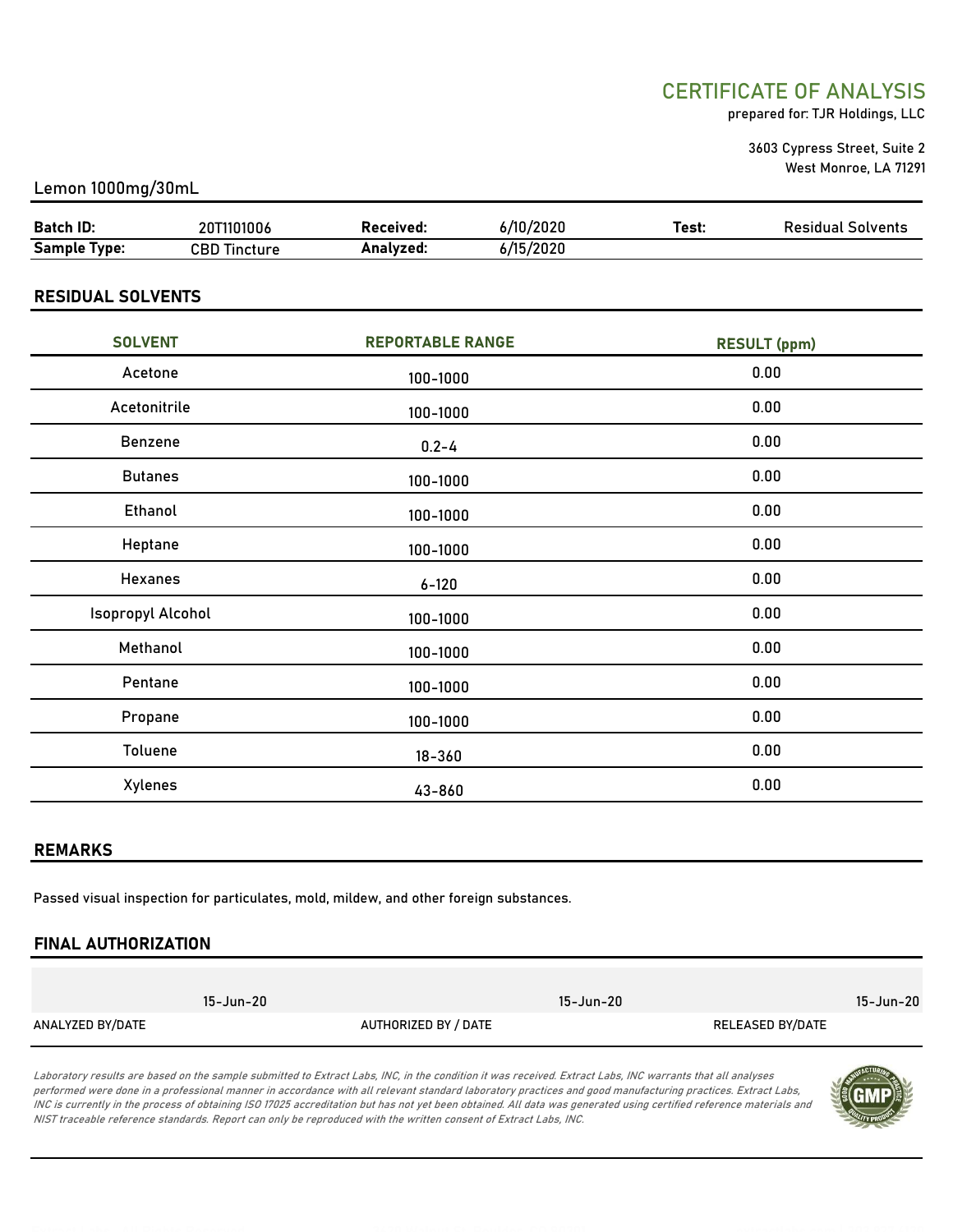# CERTIFICATE OF ANALYSIS

prepared for: TJR Holdings, LLC

3603 Cypress Street, Suite 2
West Monroe, LA 71291

Lemon 1000mg/30mL

| **Batch ID:** | 20T1101006 | **Received:** | 6/10/2020 | **Test:** | Residual Solvents |
|---|---|---|---|---|---|
| **Sample Type:** | CBD Tincture | **Analyzed:** | 6/15/2020 | | |

## RESIDUAL SOLVENTS

| SOLVENT | REPORTABLE RANGE | RESULT (ppm) |
|---|---|---|
| Acetone | 100-1000 | 0.00 |
| Acetonitrile | 100-1000 | 0.00 |
| Benzene | 0.2-4 | 0.00 |
| Butanes | 100-1000 | 0.00 |
| Ethanol | 100-1000 | 0.00 |
| Heptane | 100-1000 | 0.00 |
| Hexanes | 6-120 | 0.00 |
| Isopropyl Alcohol | 100-1000 | 0.00 |
| Methanol | 100-1000 | 0.00 |
| Pentane | 100-1000 | 0.00 |
| Propane | 100-1000 | 0.00 |
| Toluene | 18-360 | 0.00 |
| Xylenes | 43-860 | 0.00 |

## REMARKS

Passed visual inspection for particulates, mold, mildew, and other foreign substances.

## FINAL AUTHORIZATION

| 15-Jun-20 | 15-Jun-20 | 15-Jun-20 |
|---|---|---|
| ANALYZED BY/DATE | AUTHORIZED BY / DATE | RELEASED BY/DATE |

*Laboratory results are based on the sample submitted to Extract Labs, INC, in the condition it was received. Extract Labs, INC warrants that all analyses performed were done in a professional manner in accordance with all relevant standard laboratory practices and good manufacturing practices. Extract Labs, INC is currently in the process of obtaining ISO 17025 accreditation but has not yet been obtained. All data was generated using certified reference materials and NIST traceable reference standards. Report can only be reproduced with the written consent of Extract Labs, INC.*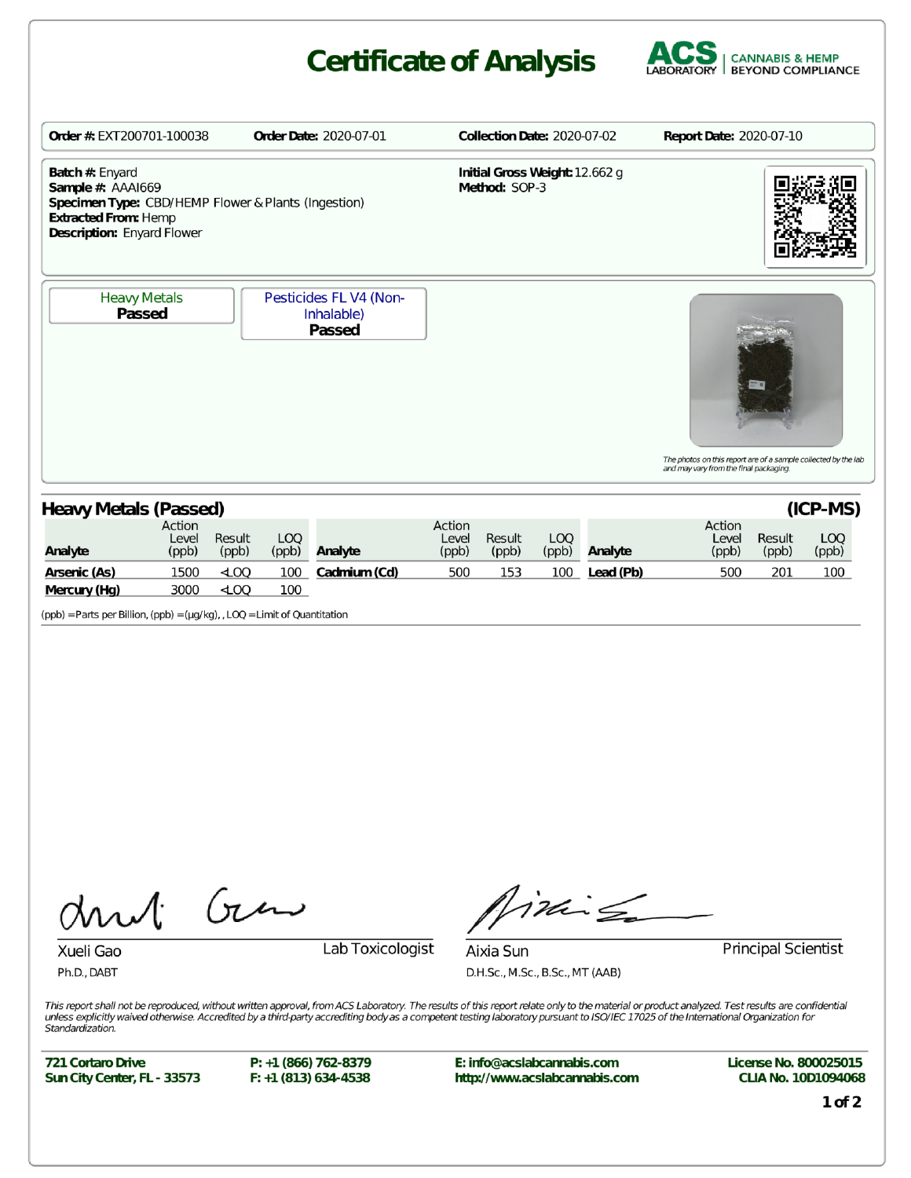# Certificate of Analysis

ACS LABORATORY | CANNABIS & HEMP BEYOND COMPLIANCE

**Order #:** EXT200701-100038 **Order Date:** 2020-07-01 **Collection Date:** 2020-07-02 **Report Date:** 2020-07-10

**Batch #:** Enyard
**Sample #:** AAAI669
**Specimen Type:** CBD/HEMP Flower & Plants (Ingestion)
**Extracted From:** Hemp
**Description:** Enyard Flower

**Initial Gross Weight:** 12.662 g
**Method:** SOP-3

Heavy Metals
**Passed**

Pesticides FL V4 (Non-Inhalable)
**Passed**

*The photos on this report are of a sample collected by the lab and may vary from the final packaging.*

## Heavy Metals (Passed) (ICP-MS)

| Analyte | Action Level (ppb) | Result (ppb) | LOQ (ppb) | Analyte | Action Level (ppb) | Result (ppb) | LOQ (ppb) | Analyte | Action Level (ppb) | Result (ppb) | LOQ (ppb) |
|---|---|---|---|---|---|---|---|---|---|---|---|
| **Arsenic (As)** | 1500 | <LOQ | 100 | **Cadmium (Cd)** | 500 | 153 | 100 | **Lead (Pb)** | 500 | 201 | 100 |
| **Mercury (Hg)** | 3000 | <LOQ | 100 | | | | | | | | |

(ppb) = Parts per Billion, (ppb) = (µg/kg), , LOQ = Limit of Quantitation

Xueli Gao
Ph.D., DABT
Lab Toxicologist

Aixia Sun
D.H.Sc., M.Sc., B.Sc., MT (AAB)
Principal Scientist

*This report shall not be reproduced, without written approval, from ACS Laboratory. The results of this report relate only to the material or product analyzed. Test results are confidential unless explicitly waived otherwise. Accredited by a third-party accrediting body as a competent testing laboratory pursuant to ISO/IEC 17025 of the International Organization for Standardization.*

**721 Cortaro Drive**
**Sun City Center, FL - 33573**

**P: +1 (866) 762-8379**
**F: +1 (813) 634-4538**

**E: info@acslabcannabis.com**
**http://www.acslabcannabis.com**

**License No. 800025015**
**CLIA No. 10D1094068**